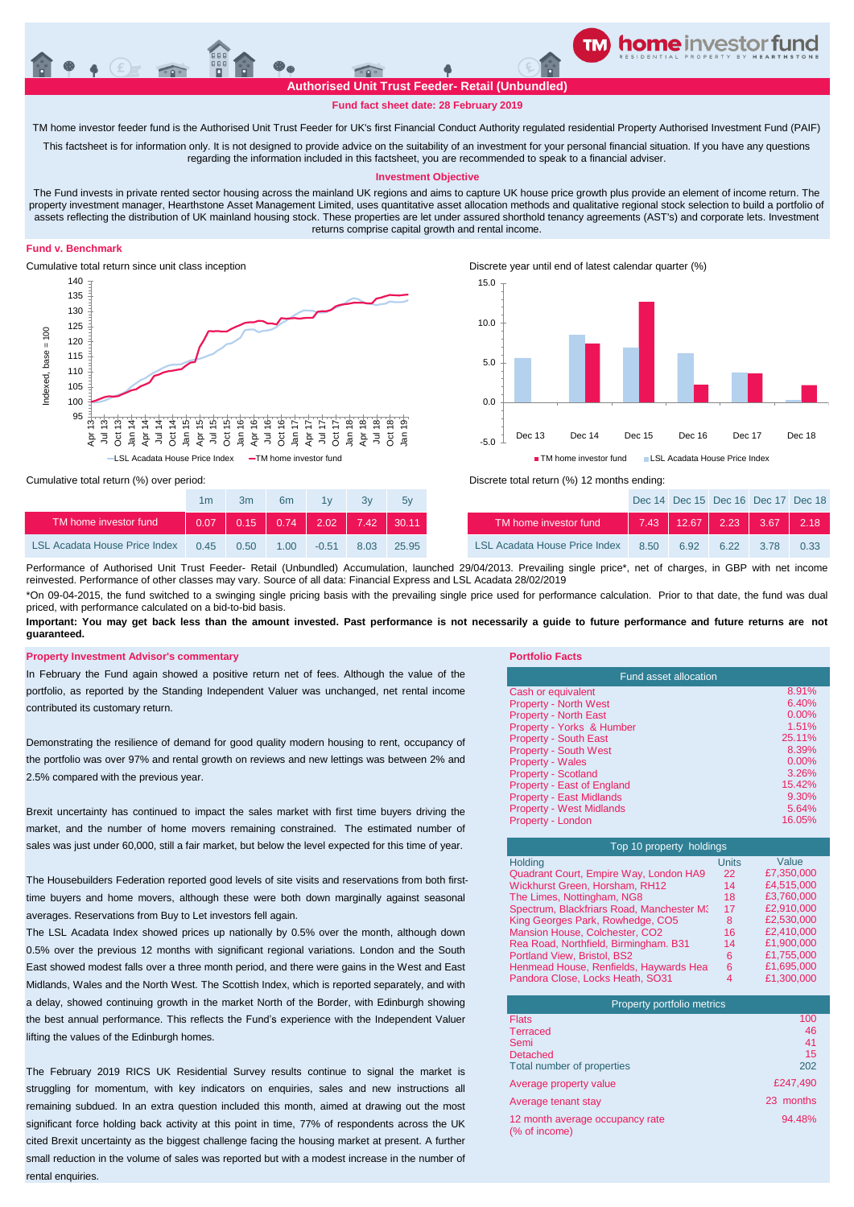# Authorised Unit Trust Feeder- Retail (Unbundled)

**Fund fact sheet date: 28 February 2019**

TM home investor feeder fund is the Authorised Unit Trust Feeder for UK's first Financial Conduct Authority regulated residential Property Authorised Investment Fund (PAIF)

This factsheet is for information only. It is not designed to provide advice on the suitability of an investment for your personal financial situation. If you have any questions regarding the information included in this factsheet, you are recommended to speak to a financial adviser.

## Investment Objective

The Fund invests in private rented sector housing across the mainland UK regions and aims to capture UK house price growth plus provide an element of income return. The property investment manager, Hearthstone Asset Management Limited, uses quantitative asset allocation methods and qualitative regional stock selection to build a portfolio of assets reflecting the distribution of UK mainland housing stock. These properties are let under assured shorthold tenancy agreements (AST's) and corporate lets. Investment returns comprise capital growth and rental income.

## Fund v. Benchmark

Cumulative total return since unit class inception

Discrete year until end of latest calendar quarter (%)

Cumulative total return (%) over period:

| | 1m | 3m | 6m | 1y | 3y | 5y |
|---|---|---|---|---|---|---|
| TM home investor fund | 0.07 | 0.15 | 0.74 | 2.02 | 7.42 | 30.11 |
| LSL Acadata House Price Index | 0.45 | 0.50 | 1.00 | -0.51 | 8.03 | 25.95 |

Discrete total return (%) 12 months ending:

| | Dec 14 | Dec 15 | Dec 16 | Dec 17 | Dec 18 |
|---|---|---|---|---|---|
| TM home investor fund | 7.43 | 12.67 | 2.23 | 3.67 | 2.18 |
| LSL Acadata House Price Index | 8.50 | 6.92 | 6.22 | 3.78 | 0.33 |

Performance of Authorised Unit Trust Feeder- Retail (Unbundled) Accumulation, launched 29/04/2013. Prevailing single price*, net of charges, in GBP with net income reinvested. Performance of other classes may vary. Source of all data: Financial Express and LSL Acadata 28/02/2019

*On 09-04-2015, the fund switched to a swinging single pricing basis with the prevailing single price used for performance calculation. Prior to that date, the fund was dual priced, with performance calculated on a bid-to-bid basis.

**Important: You may get back less than the amount invested. Past performance is not necessarily a guide to future performance and future returns are not guaranteed.**

## Property Investment Advisor's commentary

In February the Fund again showed a positive return net of fees. Although the value of the portfolio, as reported by the Standing Independent Valuer was unchanged, net rental income contributed its customary return.

Demonstrating the resilience of demand for good quality modern housing to rent, occupancy of the portfolio was over 97% and rental growth on reviews and new lettings was between 2% and 2.5% compared with the previous year.

Brexit uncertainty has continued to impact the sales market with first time buyers driving the market, and the number of home movers remaining constrained. The estimated number of sales was just under 60,000, still a fair market, but below the level expected for this time of year.

The Housebuilders Federation reported good levels of site visits and reservations from both first-time buyers and home movers, although these were both down marginally against seasonal averages. Reservations from Buy to Let investors fell again.

The LSL Acadata Index showed prices up nationally by 0.5% over the month, although down 0.5% over the previous 12 months with significant regional variations. London and the South East showed modest falls over a three month period, and there were gains in the West and East Midlands, Wales and the North West. The Scottish Index, which is reported separately, and with a delay, showed continuing growth in the market North of the Border, with Edinburgh showing the best annual performance. This reflects the Fund's experience with the Independent Valuer lifting the values of the Edinburgh homes.

The February 2019 RICS UK Residential Survey results continue to signal the market is struggling for momentum, with key indicators on enquiries, sales and new instructions all remaining subdued. In an extra question included this month, aimed at drawing out the most significant force holding back activity at this point in time, 77% of respondents across the UK cited Brexit uncertainty as the biggest challenge facing the housing market at present. A further small reduction in the volume of sales was reported but with a modest increase in the number of rental enquiries.

## Portfolio Facts

| Fund asset allocation | |
|---|---|
| Cash or equivalent | 8.91% |
| Property - North West | 6.40% |
| Property - North East | 0.00% |
| Property - Yorks & Humber | 1.51% |
| Property - South East | 25.11% |
| Property - South West | 8.39% |
| Property - Wales | 0.00% |
| Property - Scotland | 3.26% |
| Property - East of England | 15.42% |
| Property - East Midlands | 9.30% |
| Property - West Midlands | 5.64% |
| Property - London | 16.05% |

**Top 10 property holdings**

| Holding | Units | Value |
|---|---|---|
| Quadrant Court, Empire Way, London HA9 | 22 | £7,350,000 |
| Wickhurst Green, Horsham, RH12 | 14 | £4,515,000 |
| The Limes, Nottingham, NG8 | 18 | £3,760,000 |
| Spectrum, Blackfriars Road, Manchester M3 | 17 | £2,910,000 |
| King Georges Park, Rowhedge, CO5 | 8 | £2,530,000 |
| Mansion House, Colchester, CO2 | 16 | £2,410,000 |
| Rea Road, Northfield, Birmingham. B31 | 14 | £1,900,000 |
| Portland View, Bristol, BS2 | 6 | £1,755,000 |
| Henmead House, Renfields, Haywards Hea | 6 | £1,695,000 |
| Pandora Close, Locks Heath, SO31 | 4 | £1,300,000 |

| Property portfolio metrics | |
|---|---|
| Flats | 100 |
| Terraced | 46 |
| Semi | 41 |
| Detached | 15 |
| Total number of properties | 202 |
| Average property value | £247,490 |
| Average tenant stay | 23 months |
| 12 month average occupancy rate (% of income) | 94.48% |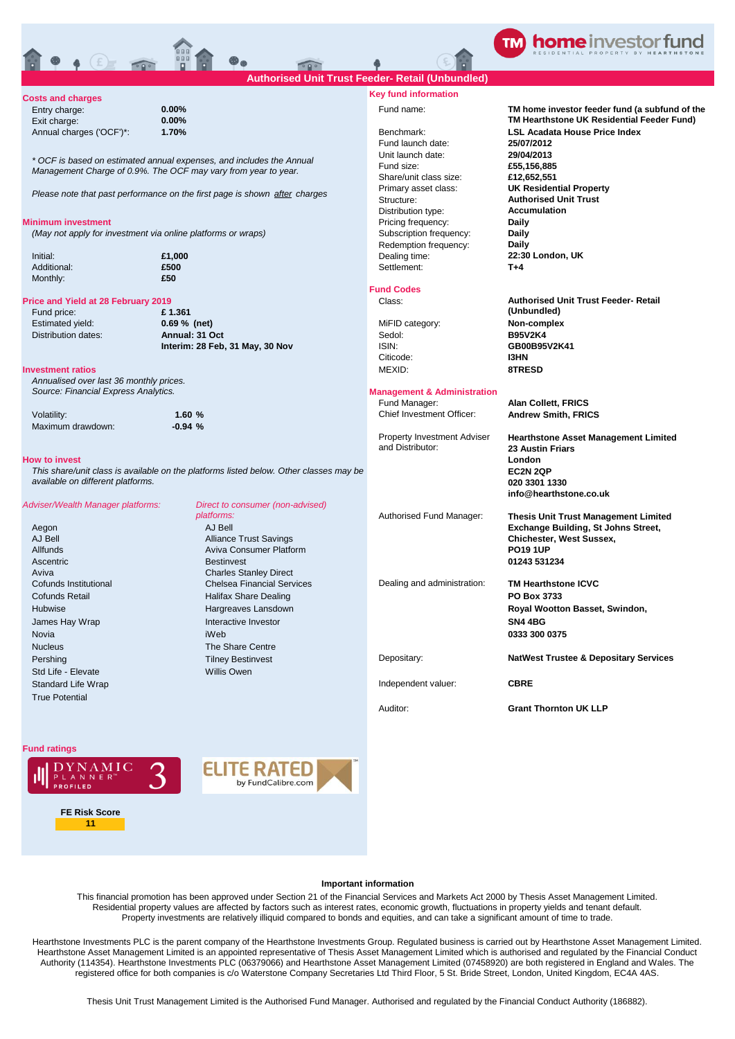**Authorised Unit Trust Feeder- Retail (Unbundled)**

## Costs and charges

| | |
|---|---|
| Entry charge: | **0.00%** |
| Exit charge: | **0.00%** |
| Annual charges ('OCF')*: | **1.70%** |

*\* OCF is based on estimated annual expenses, and includes the Annual Management Charge of 0.9%. The OCF may vary from year to year.*

*Please note that past performance on the first page is shown after charges*

## Minimum investment

*(May not apply for investment via online platforms or wraps)*

| | |
|---|---|
| Initial: | **£1,000** |
| Additional: | **£500** |
| Monthly: | **£50** |

## Price and Yield at 28 February 2019

| | |
|---|---|
| Fund price: | **£ 1.361** |
| Estimated yield: | **0.69 % (net)** |
| Distribution dates: | **Annual: 31 Oct** |
| | **Interim: 28 Feb, 31 May, 30 Nov** |

## Investment ratios

*Annualised over last 36 monthly prices.*
*Source: Financial Express Analytics.*

| | |
|---|---|
| Volatility: | **1.60 %** |
| Maximum drawdown: | **-0.94 %** |

## How to invest

*This share/unit class is available on the platforms listed below. Other classes may be available on different platforms.*

| *Adviser/Wealth Manager platforms:* | *Direct to consumer (non-advised) platforms:* |
|---|---|
| Aegon | AJ Bell |
| AJ Bell | Alliance Trust Savings |
| Allfunds | Aviva Consumer Platform |
| Ascentric | Bestinvest |
| Aviva | Charles Stanley Direct |
| Cofunds Institutional | Chelsea Financial Services |
| Cofunds Retail | Halifax Share Dealing |
| Hubwise | Hargreaves Lansdown |
| James Hay Wrap | Interactive Investor |
| Novia | iWeb |
| Nucleus | The Share Centre |
| Pershing | Tilney Bestinvest |
| Std Life - Elevate | Willis Owen |
| Standard Life Wrap | |
| True Potential | |

## Fund ratings

FE Risk Score
**11**

## Key fund information

| | |
|---|---|
| Fund name: | **TM home investor feeder fund (a subfund of the TM Hearthstone UK Residential Feeder Fund)** |
| Benchmark: | **LSL Acadata House Price Index** |
| Fund launch date: | **25/07/2012** |
| Unit launch date: | **29/04/2013** |
| Fund size: | **£55,156,885** |
| Share/unit class size: | **£12,652,551** |
| Primary asset class: | **UK Residential Property** |
| Structure: | **Authorised Unit Trust** |
| Distribution type: | **Accumulation** |
| Pricing frequency: | **Daily** |
| Subscription frequency: | **Daily** |
| Redemption frequency: | **Daily** |
| Dealing time: | **22:30 London, UK** |
| Settlement: | **T+4** |

## Fund Codes

| | |
|---|---|
| Class: | **Authorised Unit Trust Feeder- Retail (Unbundled)** |
| MiFID category: | **Non-complex** |
| Sedol: | **B95V2K4** |
| ISIN: | **GB00B95V2K41** |
| Citicode: | **I3HN** |
| MEXID: | **8TRESD** |

## Management & Administration

| | |
|---|---|
| Fund Manager: | **Alan Collett, FRICS** |
| Chief Investment Officer: | **Andrew Smith, FRICS** |
| Property Investment Adviser and Distributor: | **Hearthstone Asset Management Limited, 23 Austin Friars, London, EC2N 2QP, 020 3301 1330, info@hearthstone.co.uk** |
| Authorised Fund Manager: | **Thesis Unit Trust Management Limited, Exchange Building, St Johns Street, Chichester, West Sussex, PO19 1UP, 01243 531234** |
| Dealing and administration: | **TM Hearthstone ICVC, PO Box 3733, Royal Wootton Basset, Swindon, SN4 4BG, 0333 300 0375** |
| Depositary: | **NatWest Trustee & Depositary Services** |
| Independent valuer: | **CBRE** |
| Auditor: | **Grant Thornton UK LLP** |

**Important information**

This financial promotion has been approved under Section 21 of the Financial Services and Markets Act 2000 by Thesis Asset Management Limited. Residential property values are affected by factors such as interest rates, economic growth, fluctuations in property yields and tenant default. Property investments are relatively illiquid compared to bonds and equities, and can take a significant amount of time to trade.

Hearthstone Investments PLC is the parent company of the Hearthstone Investments Group. Regulated business is carried out by Hearthstone Asset Management Limited. Hearthstone Asset Management Limited is an appointed representative of Thesis Asset Management Limited which is authorised and regulated by the Financial Conduct Authority (114354). Hearthstone Investments PLC (06379066) and Hearthstone Asset Management Limited (07458920) are both registered in England and Wales. The registered office for both companies is c/o Waterstone Company Secretaries Ltd Third Floor, 5 St. Bride Street, London, United Kingdom, EC4A 4AS.

Thesis Unit Trust Management Limited is the Authorised Fund Manager. Authorised and regulated by the Financial Conduct Authority (186882).